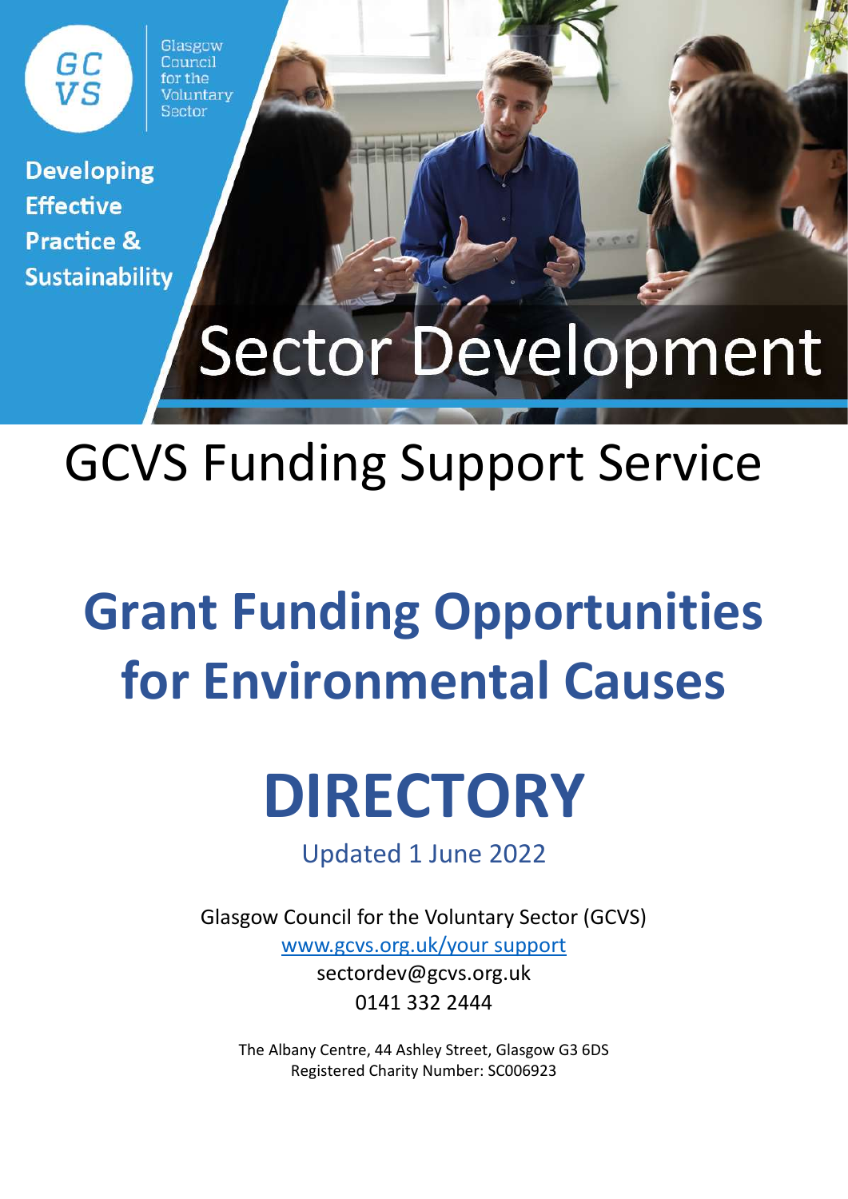GCVS

Glasgow Council for the Voluntary Sector

**Developing Effective Practice & Sustainability**

# Sector Development

## GCVS Funding Support Service

# Grant Funding Opportunities for Environmental Causes

# DIRECTORY

Updated 1 June 2022

Glasgow Council for the Voluntary Sector (GCVS)
[www.gcvs.org.uk/your support](www.gcvs.org.uk/your support)
sectordev@gcvs.org.uk
0141 332 2444

The Albany Centre, 44 Ashley Street, Glasgow G3 6DS
Registered Charity Number: SC006923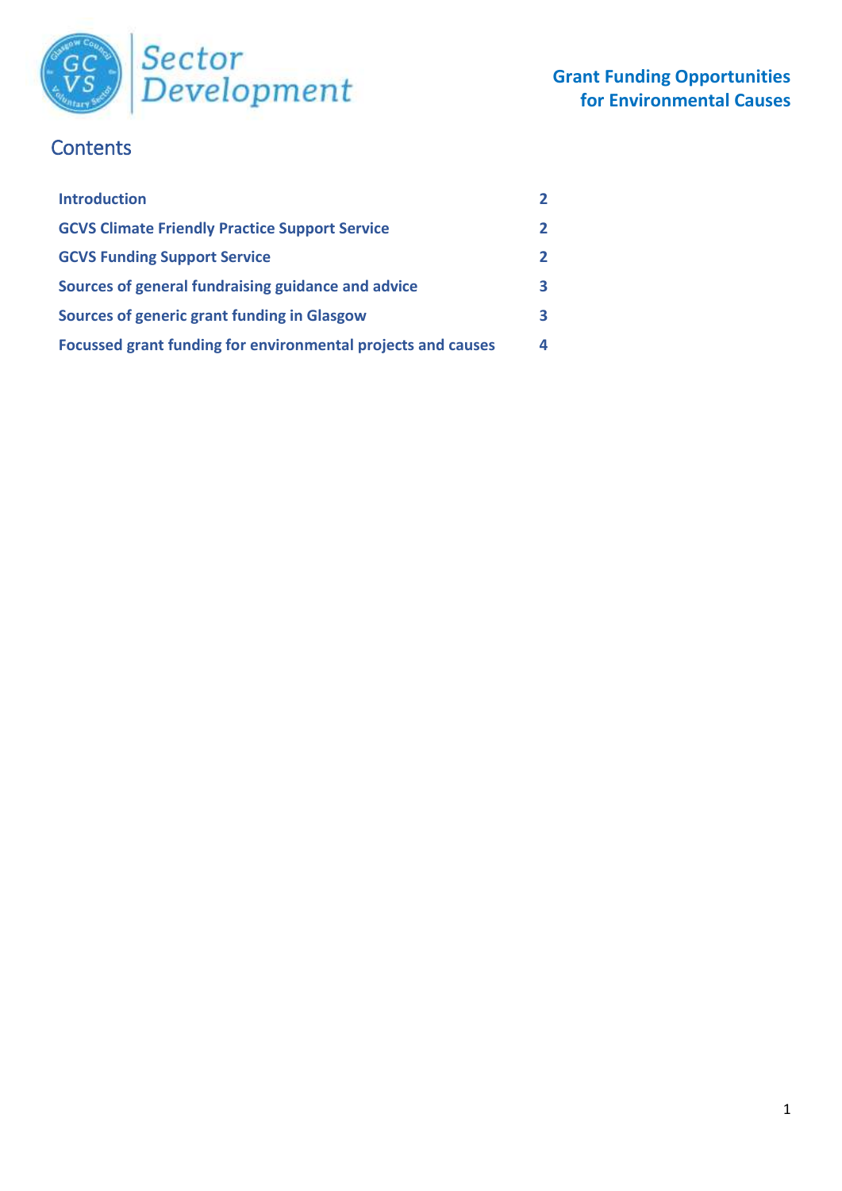Grant Funding Opportunities for Environmental Causes

## Contents

| | |
|---|---|
| **Introduction** | **2** |
| **GCVS Climate Friendly Practice Support Service** | **2** |
| **GCVS Funding Support Service** | **2** |
| **Sources of general fundraising guidance and advice** | **3** |
| **Sources of generic grant funding in Glasgow** | **3** |
| **Focussed grant funding for environmental projects and causes** | **4** |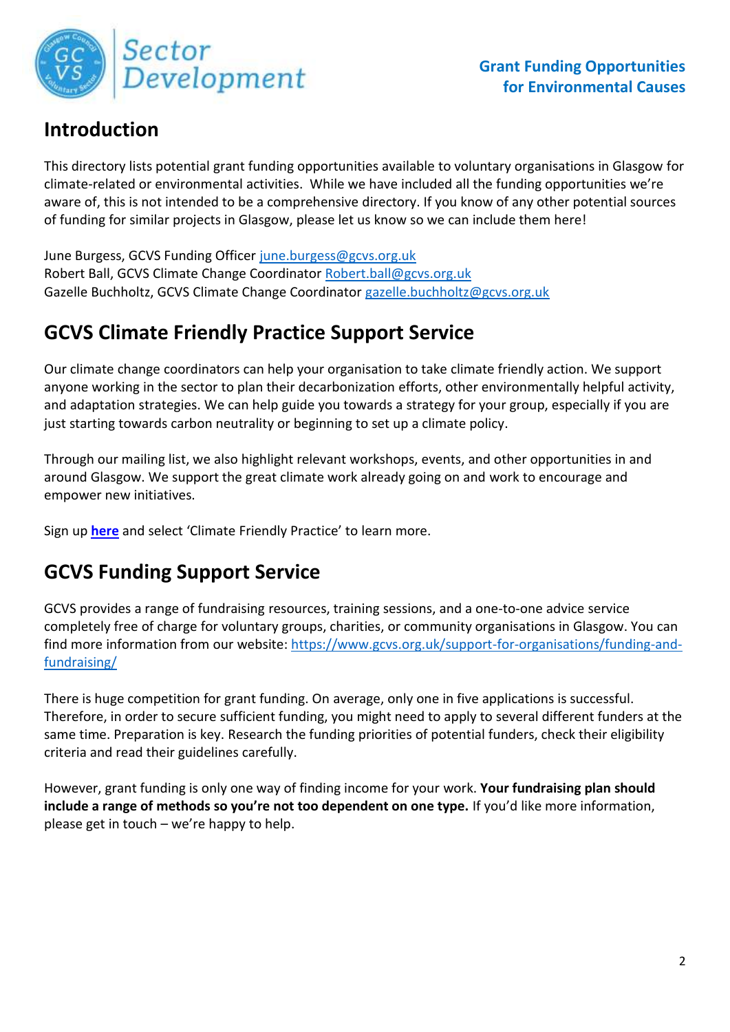# Introduction

This directory lists potential grant funding opportunities available to voluntary organisations in Glasgow for climate-related or environmental activities. While we have included all the funding opportunities we're aware of, this is not intended to be a comprehensive directory. If you know of any other potential sources of funding for similar projects in Glasgow, please let us know so we can include them here!

June Burgess, GCVS Funding Officer june.burgess@gcvs.org.uk
Robert Ball, GCVS Climate Change Coordinator Robert.ball@gcvs.org.uk
Gazelle Buchholtz, GCVS Climate Change Coordinator gazelle.buchholtz@gcvs.org.uk

# GCVS Climate Friendly Practice Support Service

Our climate change coordinators can help your organisation to take climate friendly action. We support anyone working in the sector to plan their decarbonization efforts, other environmentally helpful activity, and adaptation strategies. We can help guide you towards a strategy for your group, especially if you are just starting towards carbon neutrality or beginning to set up a climate policy.

Through our mailing list, we also highlight relevant workshops, events, and other opportunities in and around Glasgow. We support the great climate work already going on and work to encourage and empower new initiatives.

Sign up **here** and select 'Climate Friendly Practice' to learn more.

# GCVS Funding Support Service

GCVS provides a range of fundraising resources, training sessions, and a one-to-one advice service completely free of charge for voluntary groups, charities, or community organisations in Glasgow. You can find more information from our website: https://www.gcvs.org.uk/support-for-organisations/funding-and-fundraising/

There is huge competition for grant funding. On average, only one in five applications is successful. Therefore, in order to secure sufficient funding, you might need to apply to several different funders at the same time. Preparation is key. Research the funding priorities of potential funders, check their eligibility criteria and read their guidelines carefully.

However, grant funding is only one way of finding income for your work. **Your fundraising plan should include a range of methods so you're not too dependent on one type.** If you'd like more information, please get in touch – we're happy to help.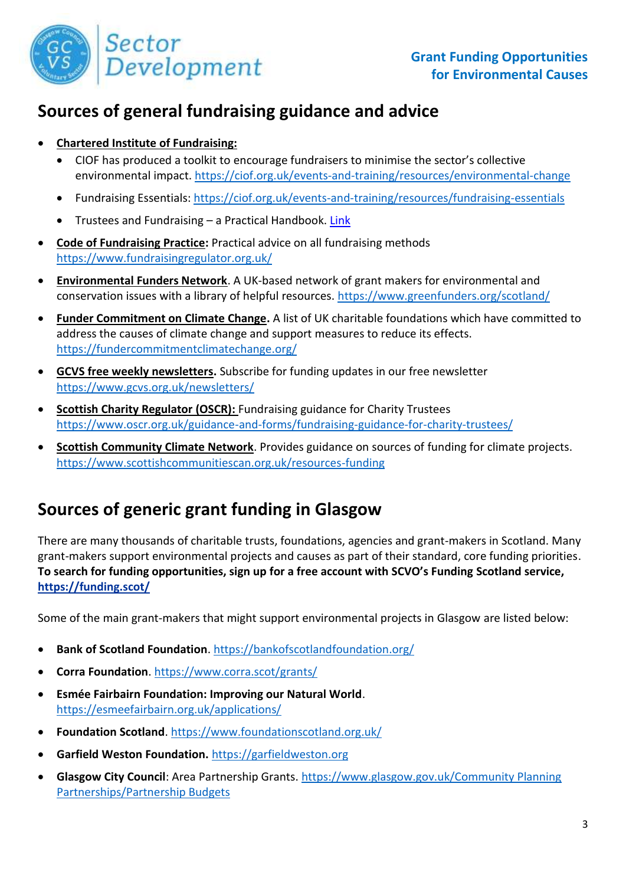## Sources of general fundraising guidance and advice

- **Chartered Institute of Fundraising:**
  - CIOF has produced a toolkit to encourage fundraisers to minimise the sector's collective environmental impact. https://ciof.org.uk/events-and-training/resources/environmental-change
  - Fundraising Essentials: https://ciof.org.uk/events-and-training/resources/fundraising-essentials
  - Trustees and Fundraising – a Practical Handbook. Link
- **Code of Fundraising Practice:** Practical advice on all fundraising methods https://www.fundraisingregulator.org.uk/
- **Environmental Funders Network**. A UK-based network of grant makers for environmental and conservation issues with a library of helpful resources. https://www.greenfunders.org/scotland/
- **Funder Commitment on Climate Change.** A list of UK charitable foundations which have committed to address the causes of climate change and support measures to reduce its effects. https://fundercommitmentclimatechange.org/
- **GCVS free weekly newsletters.** Subscribe for funding updates in our free newsletter https://www.gcvs.org.uk/newsletters/
- **Scottish Charity Regulator (OSCR):** Fundraising guidance for Charity Trustees https://www.oscr.org.uk/guidance-and-forms/fundraising-guidance-for-charity-trustees/
- **Scottish Community Climate Network**. Provides guidance on sources of funding for climate projects. https://www.scottishcommunitiescan.org.uk/resources-funding

## Sources of generic grant funding in Glasgow

There are many thousands of charitable trusts, foundations, agencies and grant-makers in Scotland. Many grant-makers support environmental projects and causes as part of their standard, core funding priorities. **To search for funding opportunities, sign up for a free account with SCVO's Funding Scotland service, https://funding.scot/**

Some of the main grant-makers that might support environmental projects in Glasgow are listed below:

- **Bank of Scotland Foundation**. https://bankofscotlandfoundation.org/
- **Corra Foundation**. https://www.corra.scot/grants/
- **Esmée Fairbairn Foundation: Improving our Natural World**. https://esmeefairbairn.org.uk/applications/
- **Foundation Scotland**. https://www.foundationscotland.org.uk/
- **Garfield Weston Foundation.** https://garfieldweston.org
- **Glasgow City Council**: Area Partnership Grants. https://www.glasgow.gov.uk/Community Planning Partnerships/Partnership Budgets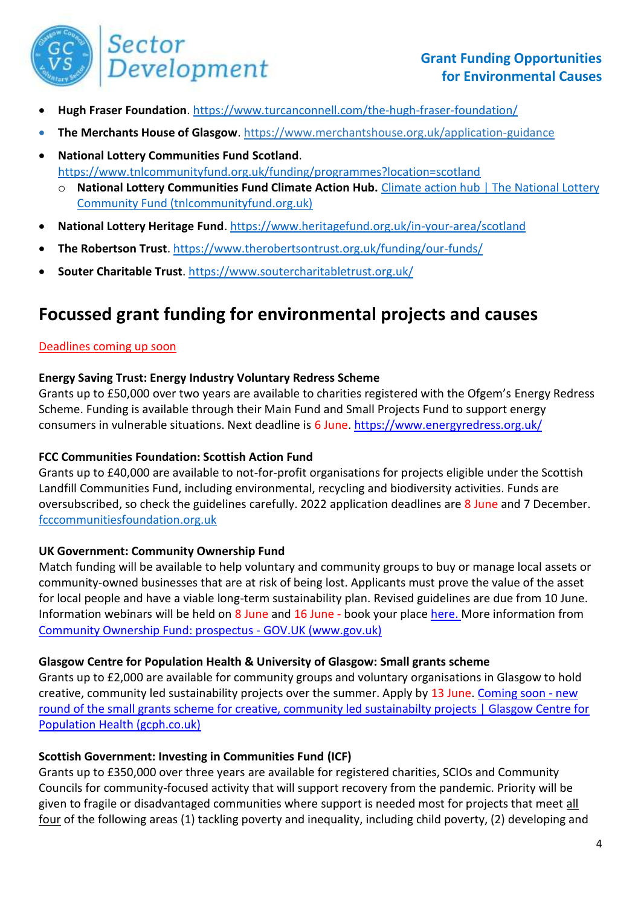- **Hugh Fraser Foundation**. https://www.turcanconnell.com/the-hugh-fraser-foundation/
- **The Merchants House of Glasgow**. https://www.merchantshouse.org.uk/application-guidance
- **National Lottery Communities Fund Scotland**. https://www.tnlcommunityfund.org.uk/funding/programmes?location=scotland
  - **National Lottery Communities Fund Climate Action Hub.** Climate action hub | The National Lottery Community Fund (tnlcommunityfund.org.uk)
- **National Lottery Heritage Fund**. https://www.heritagefund.org.uk/in-your-area/scotland
- **The Robertson Trust**. https://www.therobertsontrust.org.uk/funding/our-funds/
- **Souter Charitable Trust**. https://www.soutercharitabletrust.org.uk/

## Focussed grant funding for environmental projects and causes

Deadlines coming up soon

**Energy Saving Trust: Energy Industry Voluntary Redress Scheme**
Grants up to £50,000 over two years are available to charities registered with the Ofgem's Energy Redress Scheme. Funding is available through their Main Fund and Small Projects Fund to support energy consumers in vulnerable situations. Next deadline is 6 June. https://www.energyredress.org.uk/

**FCC Communities Foundation: Scottish Action Fund**
Grants up to £40,000 are available to not-for-profit organisations for projects eligible under the Scottish Landfill Communities Fund, including environmental, recycling and biodiversity activities. Funds are oversubscribed, so check the guidelines carefully. 2022 application deadlines are 8 June and 7 December. fcccommunitiesfoundation.org.uk

**UK Government: Community Ownership Fund**
Match funding will be available to help voluntary and community groups to buy or manage local assets or community-owned businesses that are at risk of being lost. Applicants must prove the value of the asset for local people and have a viable long-term sustainability plan. Revised guidelines are due from 10 June. Information webinars will be held on 8 June and 16 June - book your place here. More information from Community Ownership Fund: prospectus - GOV.UK (www.gov.uk)

**Glasgow Centre for Population Health & University of Glasgow: Small grants scheme**
Grants up to £2,000 are available for community groups and voluntary organisations in Glasgow to hold creative, community led sustainability projects over the summer. Apply by 13 June. Coming soon - new round of the small grants scheme for creative, community led sustainabilty projects | Glasgow Centre for Population Health (gcph.co.uk)

**Scottish Government: Investing in Communities Fund (ICF)**
Grants up to £350,000 over three years are available for registered charities, SCIOs and Community Councils for community-focused activity that will support recovery from the pandemic. Priority will be given to fragile or disadvantaged communities where support is needed most for projects that meet all four of the following areas (1) tackling poverty and inequality, including child poverty, (2) developing and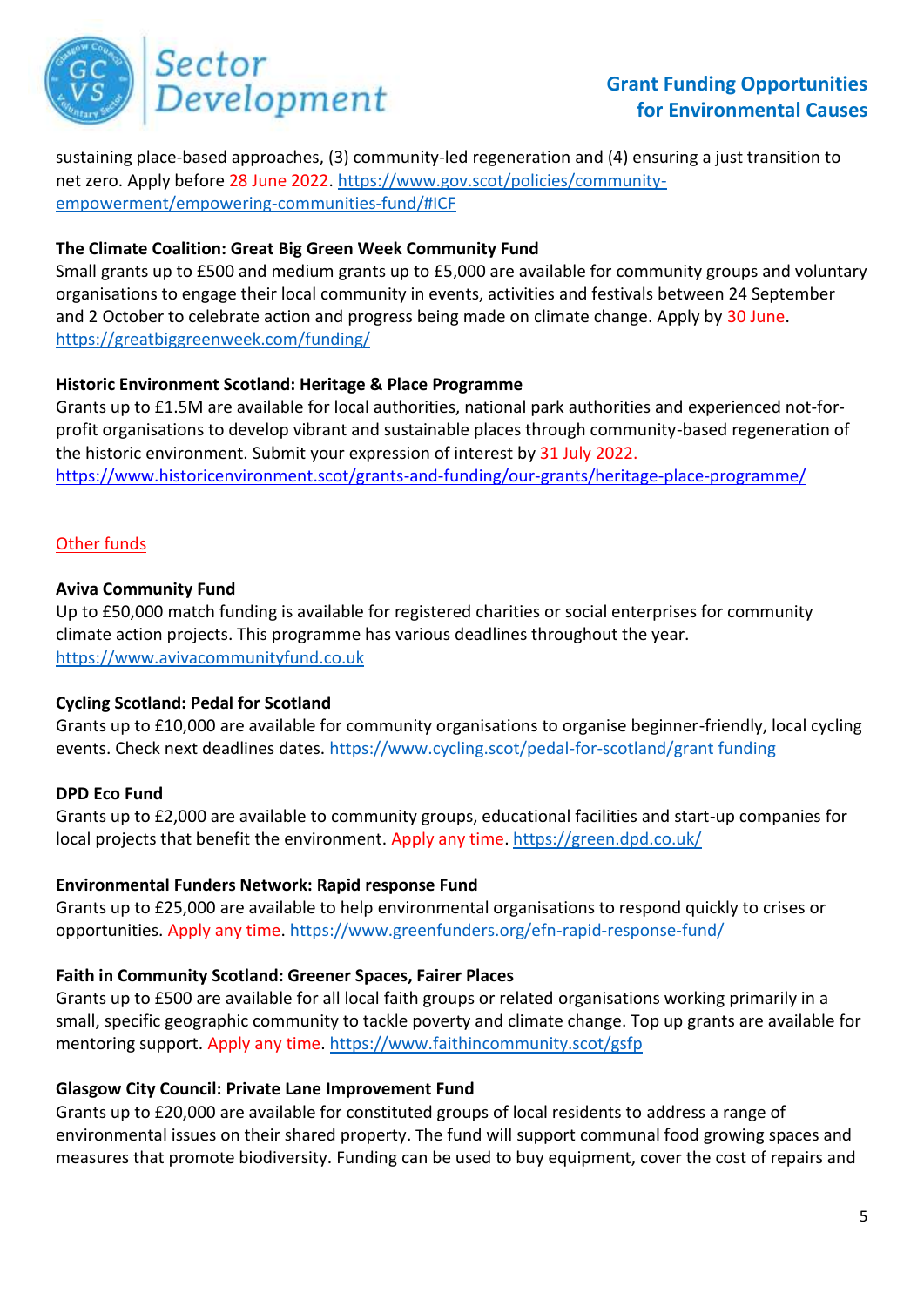sustaining place-based approaches, (3) community-led regeneration and (4) ensuring a just transition to net zero. Apply before 28 June 2022. https://www.gov.scot/policies/community-empowerment/empowering-communities-fund/#ICF

**The Climate Coalition: Great Big Green Week Community Fund**
Small grants up to £500 and medium grants up to £5,000 are available for community groups and voluntary organisations to engage their local community in events, activities and festivals between 24 September and 2 October to celebrate action and progress being made on climate change. Apply by 30 June. https://greatbiggreenweek.com/funding/

**Historic Environment Scotland: Heritage & Place Programme**
Grants up to £1.5M are available for local authorities, national park authorities and experienced not-for-profit organisations to develop vibrant and sustainable places through community-based regeneration of the historic environment. Submit your expression of interest by 31 July 2022. https://www.historicenvironment.scot/grants-and-funding/our-grants/heritage-place-programme/

## Other funds

**Aviva Community Fund**
Up to £50,000 match funding is available for registered charities or social enterprises for community climate action projects. This programme has various deadlines throughout the year. https://www.avivacommunityfund.co.uk

**Cycling Scotland: Pedal for Scotland**
Grants up to £10,000 are available for community organisations to organise beginner-friendly, local cycling events. Check next deadlines dates. https://www.cycling.scot/pedal-for-scotland/grant funding

**DPD Eco Fund**
Grants up to £2,000 are available to community groups, educational facilities and start-up companies for local projects that benefit the environment. Apply any time. https://green.dpd.co.uk/

**Environmental Funders Network: Rapid response Fund**
Grants up to £25,000 are available to help environmental organisations to respond quickly to crises or opportunities. Apply any time. https://www.greenfunders.org/efn-rapid-response-fund/

**Faith in Community Scotland: Greener Spaces, Fairer Places**
Grants up to £500 are available for all local faith groups or related organisations working primarily in a small, specific geographic community to tackle poverty and climate change. Top up grants are available for mentoring support. Apply any time. https://www.faithincommunity.scot/gsfp

**Glasgow City Council: Private Lane Improvement Fund**
Grants up to £20,000 are available for constituted groups of local residents to address a range of environmental issues on their shared property. The fund will support communal food growing spaces and measures that promote biodiversity. Funding can be used to buy equipment, cover the cost of repairs and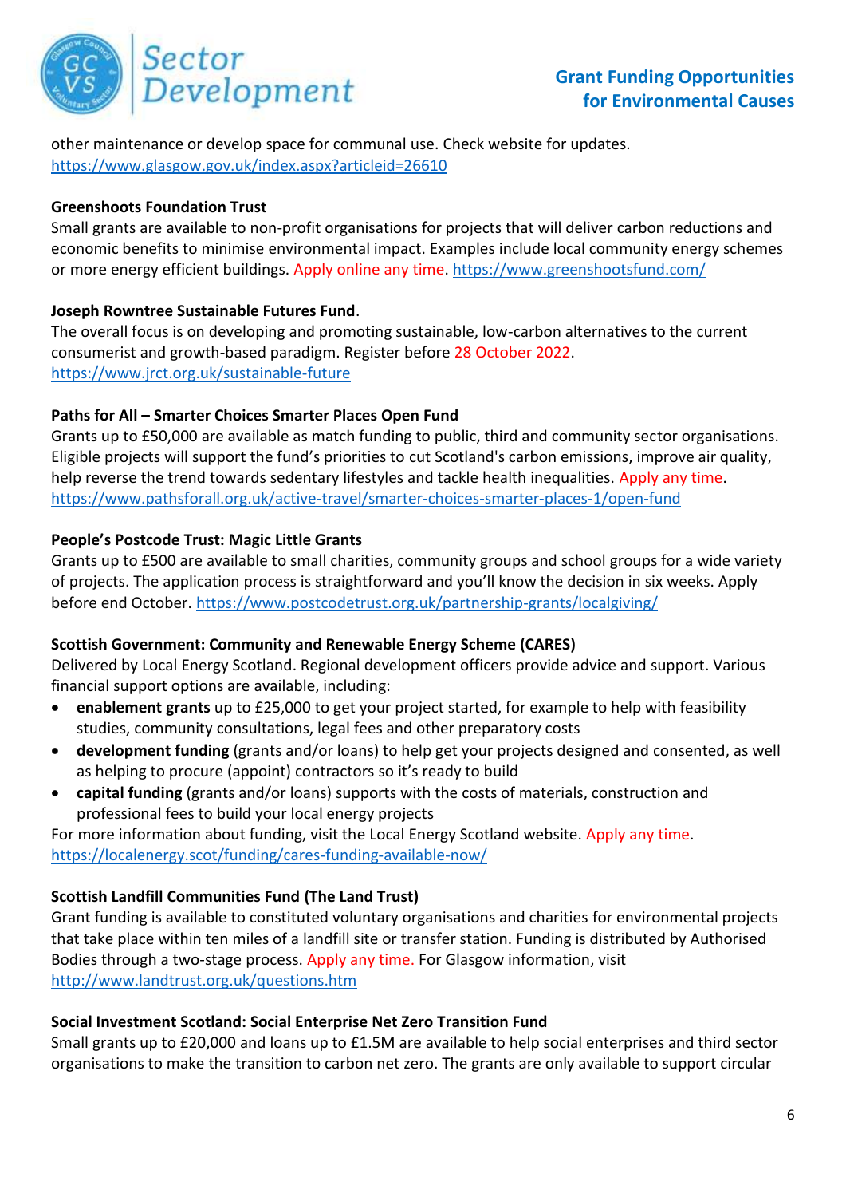other maintenance or develop space for communal use. Check website for updates. https://www.glasgow.gov.uk/index.aspx?articleid=26610

**Greenshoots Foundation Trust**

Small grants are available to non-profit organisations for projects that will deliver carbon reductions and economic benefits to minimise environmental impact. Examples include local community energy schemes or more energy efficient buildings. Apply online any time. https://www.greenshootsfund.com/

**Joseph Rowntree Sustainable Futures Fund**.

The overall focus is on developing and promoting sustainable, low-carbon alternatives to the current consumerist and growth-based paradigm. Register before 28 October 2022. https://www.jrct.org.uk/sustainable-future

**Paths for All – Smarter Choices Smarter Places Open Fund**

Grants up to £50,000 are available as match funding to public, third and community sector organisations. Eligible projects will support the fund's priorities to cut Scotland's carbon emissions, improve air quality, help reverse the trend towards sedentary lifestyles and tackle health inequalities. Apply any time. https://www.pathsforall.org.uk/active-travel/smarter-choices-smarter-places-1/open-fund

**People's Postcode Trust: Magic Little Grants**

Grants up to £500 are available to small charities, community groups and school groups for a wide variety of projects. The application process is straightforward and you'll know the decision in six weeks. Apply before end October. https://www.postcodetrust.org.uk/partnership-grants/localgiving/

**Scottish Government: Community and Renewable Energy Scheme (CARES)**

Delivered by Local Energy Scotland. Regional development officers provide advice and support. Various financial support options are available, including:

- **enablement grants** up to £25,000 to get your project started, for example to help with feasibility studies, community consultations, legal fees and other preparatory costs
- **development funding** (grants and/or loans) to help get your projects designed and consented, as well as helping to procure (appoint) contractors so it's ready to build
- **capital funding** (grants and/or loans) supports with the costs of materials, construction and professional fees to build your local energy projects

For more information about funding, visit the Local Energy Scotland website. Apply any time. https://localenergy.scot/funding/cares-funding-available-now/

**Scottish Landfill Communities Fund (The Land Trust)**

Grant funding is available to constituted voluntary organisations and charities for environmental projects that take place within ten miles of a landfill site or transfer station. Funding is distributed by Authorised Bodies through a two-stage process. Apply any time. For Glasgow information, visit http://www.landtrust.org.uk/questions.htm

**Social Investment Scotland: Social Enterprise Net Zero Transition Fund**

Small grants up to £20,000 and loans up to £1.5M are available to help social enterprises and third sector organisations to make the transition to carbon net zero. The grants are only available to support circular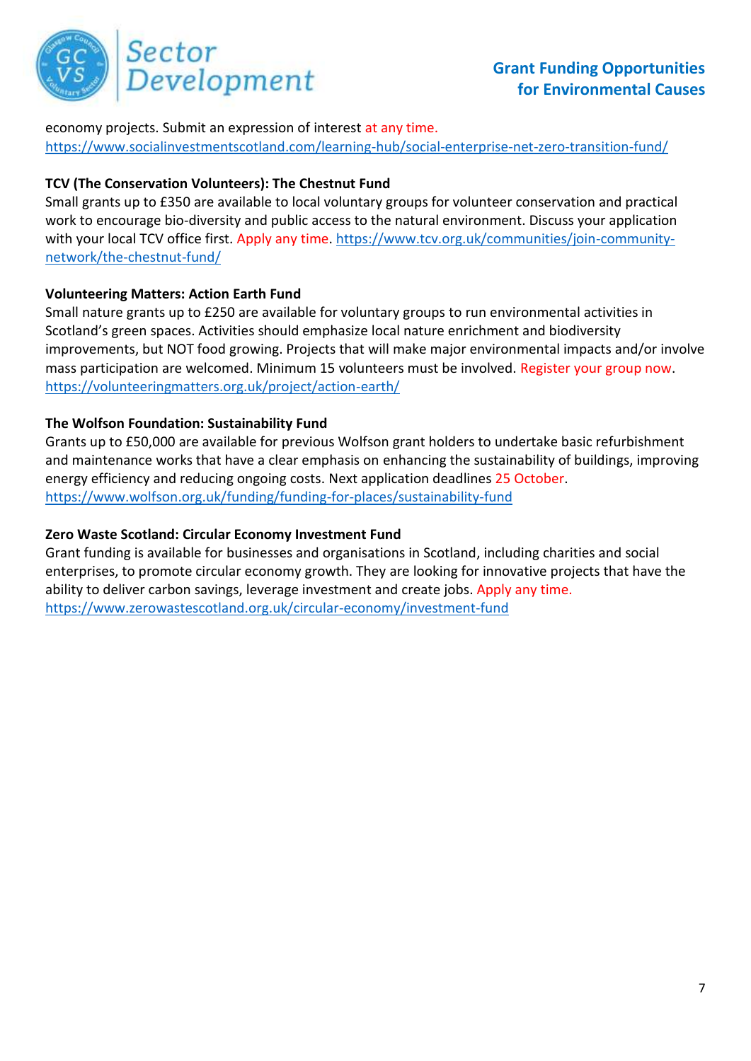economy projects. Submit an expression of interest at any time.
https://www.socialinvestmentscotland.com/learning-hub/social-enterprise-net-zero-transition-fund/

**TCV (The Conservation Volunteers): The Chestnut Fund**
Small grants up to £350 are available to local voluntary groups for volunteer conservation and practical work to encourage bio-diversity and public access to the natural environment. Discuss your application with your local TCV office first. Apply any time. https://www.tcv.org.uk/communities/join-community-network/the-chestnut-fund/

**Volunteering Matters: Action Earth Fund**
Small nature grants up to £250 are available for voluntary groups to run environmental activities in Scotland's green spaces. Activities should emphasize local nature enrichment and biodiversity improvements, but NOT food growing. Projects that will make major environmental impacts and/or involve mass participation are welcomed. Minimum 15 volunteers must be involved. Register your group now. https://volunteeringmatters.org.uk/project/action-earth/

**The Wolfson Foundation: Sustainability Fund**
Grants up to £50,000 are available for previous Wolfson grant holders to undertake basic refurbishment and maintenance works that have a clear emphasis on enhancing the sustainability of buildings, improving energy efficiency and reducing ongoing costs. Next application deadlines 25 October. https://www.wolfson.org.uk/funding/funding-for-places/sustainability-fund

**Zero Waste Scotland: Circular Economy Investment Fund**
Grant funding is available for businesses and organisations in Scotland, including charities and social enterprises, to promote circular economy growth. They are looking for innovative projects that have the ability to deliver carbon savings, leverage investment and create jobs. Apply any time. https://www.zerowastescotland.org.uk/circular-economy/investment-fund